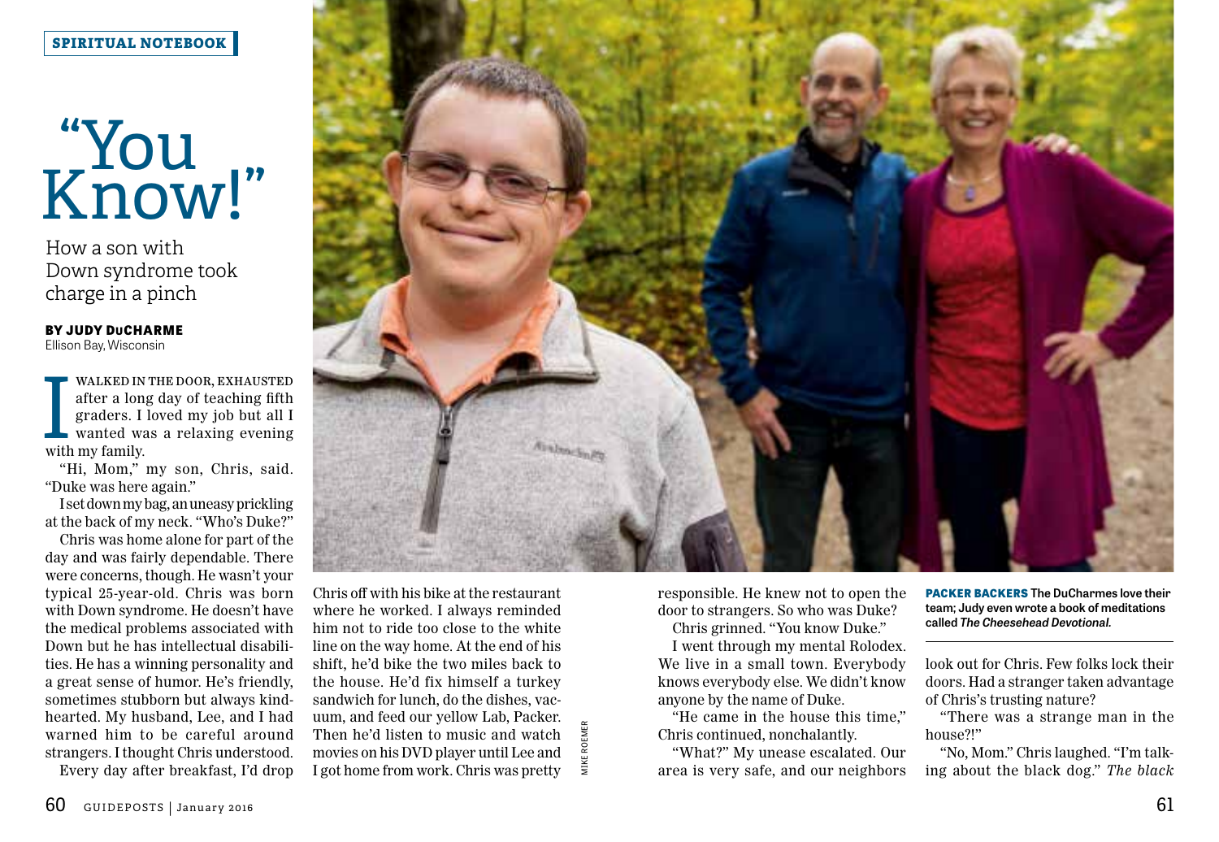SPIRITUAL NOTEBOOK

# "You Know!"

## How a son with Down syndrome took charge in a pinch

**BY JUDY DuCHARME**
Ellison Bay, Wisconsin

I WALKED IN THE DOOR, EXHAUSTED after a long day of teaching fifth graders. I loved my job but all I wanted was a relaxing evening with my family.

"Hi, Mom," my son, Chris, said. "Duke was here again."

I set down my bag, an uneasy prickling at the back of my neck. "Who's Duke?"

Chris was home alone for part of the day and was fairly dependable. There were concerns, though. He wasn't your typical 25-year-old. Chris was born with Down syndrome. He doesn't have the medical problems associated with Down but he has intellectual disabilities. He has a winning personality and a great sense of humor. He's friendly, sometimes stubborn but always kind-hearted. My husband, Lee, and I had warned him to be careful around strangers. I thought Chris understood.

Every day after breakfast, I'd drop Chris off with his bike at the restaurant where he worked. I always reminded him not to ride too close to the white line on the way home. At the end of his shift, he'd bike the two miles back to the house. He'd fix himself a turkey sandwich for lunch, do the dishes, vacuum, and feed our yellow Lab, Packer. Then he'd listen to music and watch movies on his DVD player until Lee and I got home from work. Chris was pretty responsible. He knew not to open the door to strangers. So who was Duke?

Chris grinned. "You know Duke."

I went through my mental Rolodex. We live in a small town. Everybody knows everybody else. We didn't know anyone by the name of Duke.

"He came in the house this time," Chris continued, nonchalantly.

"What?" My unease escalated. Our area is very safe, and our neighbors look out for Chris. Few folks lock their doors. Had a stranger taken advantage of Chris's trusting nature?

"There was a strange man in the house?!"

"No, Mom." Chris laughed. "I'm talking about the black dog." *The black*

MIKE ROEMER

**PACKER BACKERS** The DuCharmes love their team; Judy even wrote a book of meditations called *The Cheesehead Devotional.*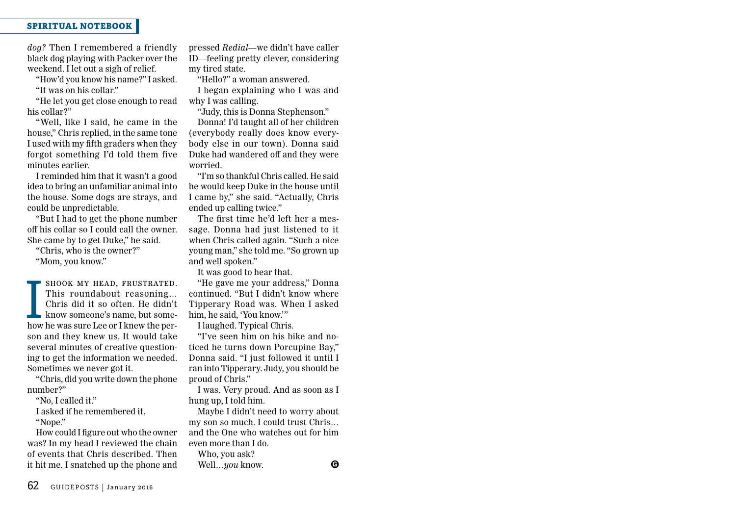*dog?* Then I remembered a friendly black dog playing with Packer over the weekend. I let out a sigh of relief.

"How'd you know his name?" I asked.

"It was on his collar."

"He let you get close enough to read his collar?"

"Well, like I said, he came in the house," Chris replied, in the same tone I used with my fifth graders when they forgot something I'd told them five minutes earlier.

I reminded him that it wasn't a good idea to bring an unfamiliar animal into the house. Some dogs are strays, and could be unpredictable.

"But I had to get the phone number off his collar so I could call the owner. She came by to get Duke," he said.

"Chris, who is the owner?"

"Mom, you know."

I SHOOK MY HEAD, FRUSTRATED. This roundabout reasoning… Chris did it so often. He didn't know someone's name, but somehow he was sure Lee or I knew the person and they knew us. It would take several minutes of creative questioning to get the information we needed. Sometimes we never got it.

"Chris, did you write down the phone number?"

"No, I called it."

I asked if he remembered it.

"Nope."

How could I figure out who the owner was? In my head I reviewed the chain of events that Chris described. Then it hit me. I snatched up the phone and pressed *Redial*—we didn't have caller ID—feeling pretty clever, considering my tired state.

"Hello?" a woman answered.

I began explaining who I was and why I was calling.

"Judy, this is Donna Stephenson."

Donna! I'd taught all of her children (everybody really does know everybody else in our town). Donna said Duke had wandered off and they were worried.

"I'm so thankful Chris called. He said he would keep Duke in the house until I came by," she said. "Actually, Chris ended up calling twice."

The first time he'd left her a message. Donna had just listened to it when Chris called again. "Such a nice young man," she told me. "So grown up and well spoken."

It was good to hear that.

"He gave me your address," Donna continued. "But I didn't know where Tipperary Road was. When I asked him, he said, 'You know.'"

I laughed. Typical Chris.

"I've seen him on his bike and noticed he turns down Porcupine Bay," Donna said. "I just followed it until I ran into Tipperary. Judy, you should be proud of Chris."

I was. Very proud. And as soon as I hung up, I told him.

Maybe I didn't need to worry about my son so much. I could trust Chris… and the One who watches out for him even more than I do.

Who, you ask?

Well…*you* know.